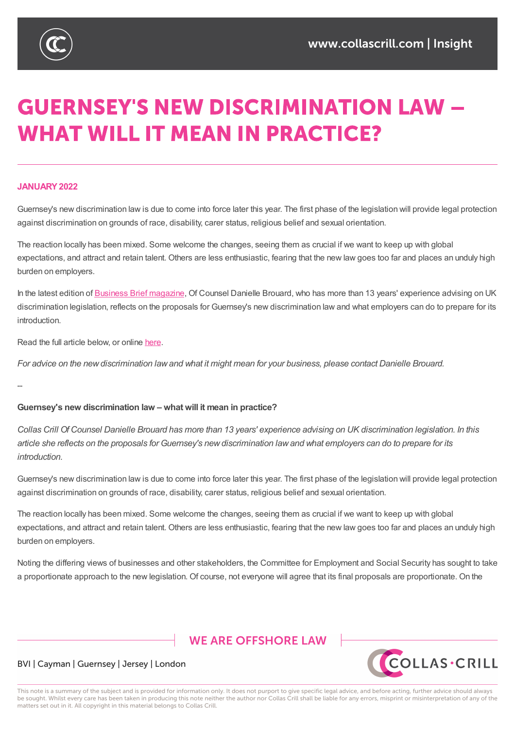# GUERNSEY'S NEW DISCRIMINATION LAW – WHAT WILL IT MEAN IN PRACTICE?

**JANUARY 2022**

Guernsey's new discrimination law is due to come into force later this year. The first phase of the legislation will provide legal protection against discrimination on grounds of race, disability, carer status, religious belief and sexual orientation.

The reaction locally has been mixed. Some welcome the changes, seeing them as crucial if we want to keep up with global expectations, and attract and retain talent. Others are less enthusiastic, fearing that the new law goes too far and places an unduly high burden on employers.

In the latest edition of Business Brief magazine, Of Counsel Danielle Brouard, who has more than 13 years' experience advising on UK discrimination legislation, reflects on the proposals for Guernsey's new discrimination law and what employers can do to prepare for its introduction.

Read the full article below, or online here.

*For advice on the new discrimination law and what it might mean for your business, please contact Danielle Brouard.*

--

**Guernsey's new discrimination law – what will it mean in practice?**

*Collas Crill Of Counsel Danielle Brouard has more than 13 years' experience advising on UK discrimination legislation. In this article she reflects on the proposals for Guernsey's new discrimination law and what employers can do to prepare for its introduction.*

Guernsey's new discrimination law is due to come into force later this year. The first phase of the legislation will provide legal protection against discrimination on grounds of race, disability, carer status, religious belief and sexual orientation.

The reaction locally has been mixed. Some welcome the changes, seeing them as crucial if we want to keep up with global expectations, and attract and retain talent. Others are less enthusiastic, fearing that the new law goes too far and places an unduly high burden on employers.

Noting the differing views of businesses and other stakeholders, the Committee for Employment and Social Security has sought to take a proportionate approach to the new legislation. Of course, not everyone will agree that its final proposals are proportionate. On the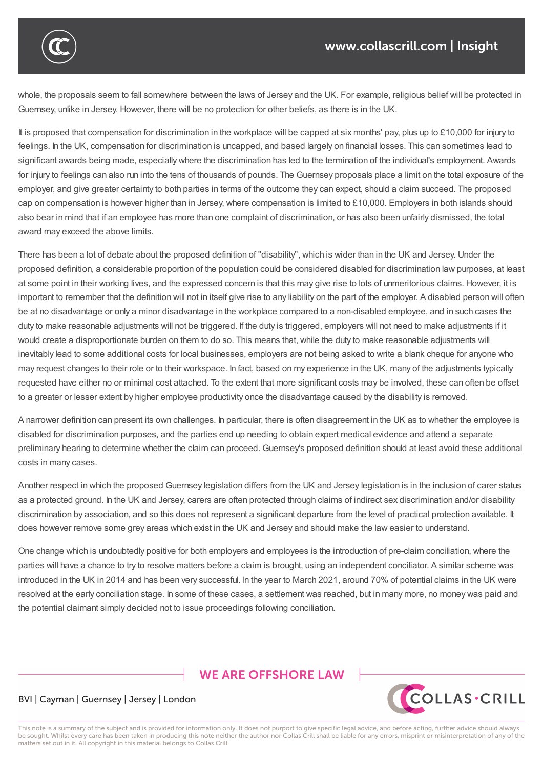whole, the proposals seem to fall somewhere between the laws of Jersey and the UK. For example, religious belief will be protected in Guernsey, unlike in Jersey. However, there will be no protection for other beliefs, as there is in the UK.

It is proposed that compensation for discrimination in the workplace will be capped at six months' pay, plus up to £10,000 for injury to feelings. In the UK, compensation for discrimination is uncapped, and based largely on financial losses. This can sometimes lead to significant awards being made, especially where the discrimination has led to the termination of the individual's employment. Awards for injury to feelings can also run into the tens of thousands of pounds. The Guernsey proposals place a limit on the total exposure of the employer, and give greater certainty to both parties in terms of the outcome they can expect, should a claim succeed. The proposed cap on compensation is however higher than in Jersey, where compensation is limited to £10,000. Employers in both islands should also bear in mind that if an employee has more than one complaint of discrimination, or has also been unfairly dismissed, the total award may exceed the above limits.

There has been a lot of debate about the proposed definition of "disability", which is wider than in the UK and Jersey. Under the proposed definition, a considerable proportion of the population could be considered disabled for discrimination law purposes, at least at some point in their working lives, and the expressed concern is that this may give rise to lots of unmeritorious claims. However, it is important to remember that the definition will not in itself give rise to any liability on the part of the employer. A disabled person will often be at no disadvantage or only a minor disadvantage in the workplace compared to a non-disabled employee, and in such cases the duty to make reasonable adjustments will not be triggered. If the duty is triggered, employers will not need to make adjustments if it would create a disproportionate burden on them to do so. This means that, while the duty to make reasonable adjustments will inevitably lead to some additional costs for local businesses, employers are not being asked to write a blank cheque for anyone who may request changes to their role or to their workspace. In fact, based on my experience in the UK, many of the adjustments typically requested have either no or minimal cost attached. To the extent that more significant costs may be involved, these can often be offset to a greater or lesser extent by higher employee productivity once the disadvantage caused by the disability is removed.

A narrower definition can present its own challenges. In particular, there is often disagreement in the UK as to whether the employee is disabled for discrimination purposes, and the parties end up needing to obtain expert medical evidence and attend a separate preliminary hearing to determine whether the claim can proceed. Guernsey's proposed definition should at least avoid these additional costs in many cases.

Another respect in which the proposed Guernsey legislation differs from the UK and Jersey legislation is in the inclusion of carer status as a protected ground. In the UK and Jersey, carers are often protected through claims of indirect sex discrimination and/or disability discrimination by association, and so this does not represent a significant departure from the level of practical protection available. It does however remove some grey areas which exist in the UK and Jersey and should make the law easier to understand.

One change which is undoubtedly positive for both employers and employees is the introduction of pre-claim conciliation, where the parties will have a chance to try to resolve matters before a claim is brought, using an independent conciliator. A similar scheme was introduced in the UK in 2014 and has been very successful. In the year to March 2021, around 70% of potential claims in the UK were resolved at the early conciliation stage. In some of these cases, a settlement was reached, but in many more, no money was paid and the potential claimant simply decided not to issue proceedings following conciliation.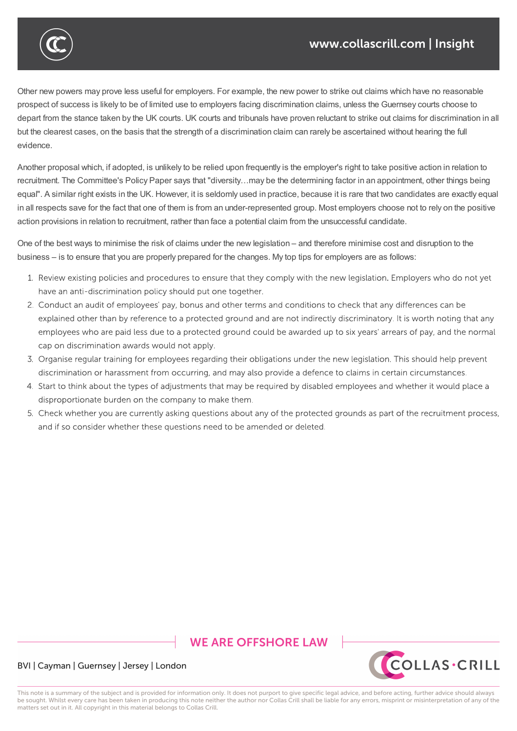Other new powers may prove less useful for employers. For example, the new power to strike out claims which have no reasonable prospect of success is likely to be of limited use to employers facing discrimination claims, unless the Guernsey courts choose to depart from the stance taken by the UK courts. UK courts and tribunals have proven reluctant to strike out claims for discrimination in all but the clearest cases, on the basis that the strength of a discrimination claim can rarely be ascertained without hearing the full evidence.

Another proposal which, if adopted, is unlikely to be relied upon frequently is the employer's right to take positive action in relation to recruitment. The Committee's Policy Paper says that "diversity…may be the determining factor in an appointment, other things being equal". A similar right exists in the UK. However, it is seldomly used in practice, because it is rare that two candidates are exactly equal in all respects save for the fact that one of them is from an under-represented group. Most employers choose not to rely on the positive action provisions in relation to recruitment, rather than face a potential claim from the unsuccessful candidate.

One of the best ways to minimise the risk of claims under the new legislation – and therefore minimise cost and disruption to the business – is to ensure that you are properly prepared for the changes. My top tips for employers are as follows:

1. Review existing policies and procedures to ensure that they comply with the new legislation. Employers who do not yet have an anti-discrimination policy should put one together.
2. Conduct an audit of employees' pay, bonus and other terms and conditions to check that any differences can be explained other than by reference to a protected ground and are not indirectly discriminatory. It is worth noting that any employees who are paid less due to a protected ground could be awarded up to six years' arrears of pay, and the normal cap on discrimination awards would not apply.
3. Organise regular training for employees regarding their obligations under the new legislation. This should help prevent discrimination or harassment from occurring, and may also provide a defence to claims in certain circumstances.
4. Start to think about the types of adjustments that may be required by disabled employees and whether it would place a disproportionate burden on the company to make them.
5. Check whether you are currently asking questions about any of the protected grounds as part of the recruitment process, and if so consider whether these questions need to be amended or deleted.